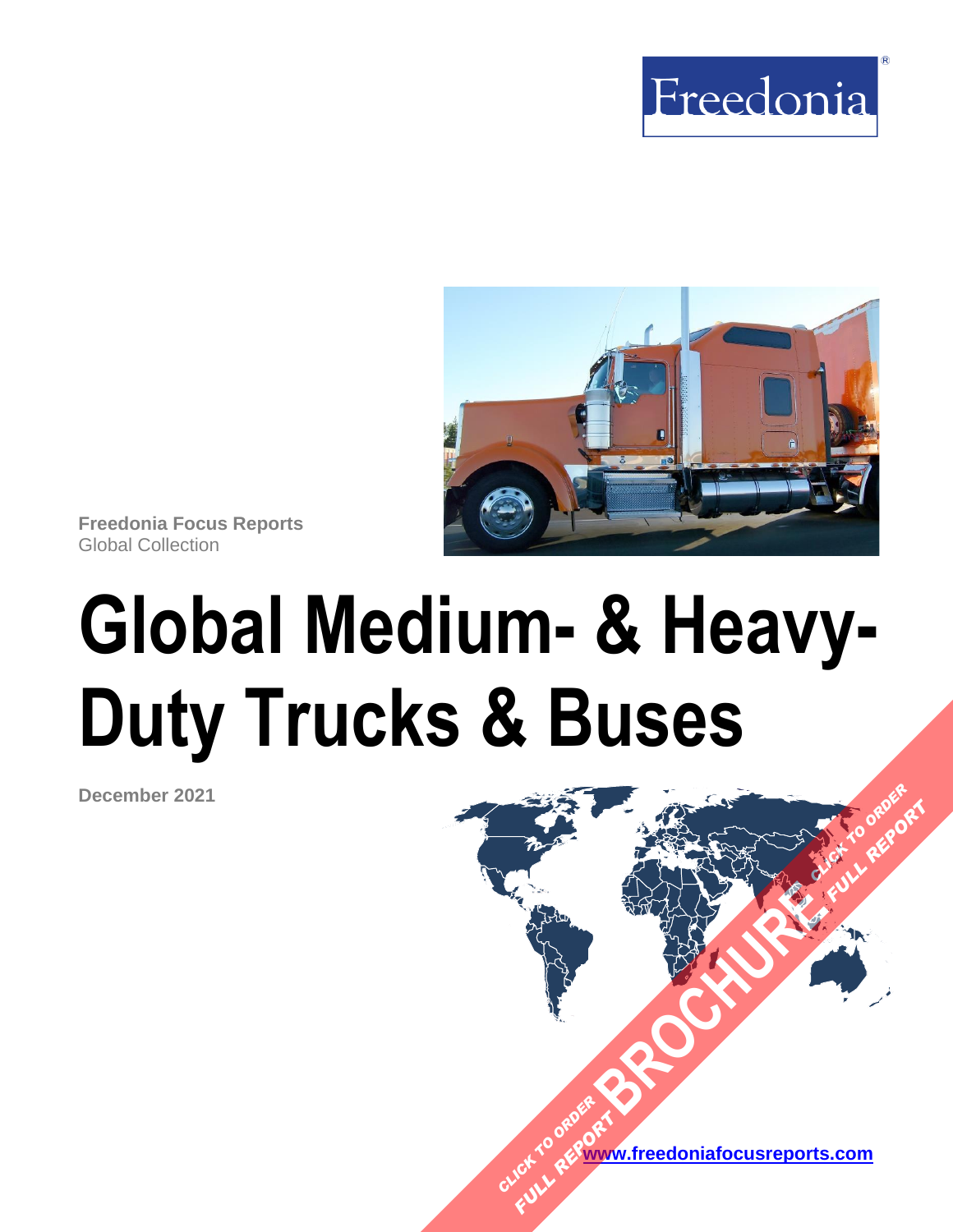Freedonia

**Freedonia Focus Reports**
Global Collection

# Global Medium- & Heavy-Duty Trucks & Buses

**December 2021**

CLICK TO ORDER FULL REPORT

BROCHURE

CLICK TO ORDER FULL REPORT

[www.freedoniafocusreports.com](http://www.freedoniafocusreports.com)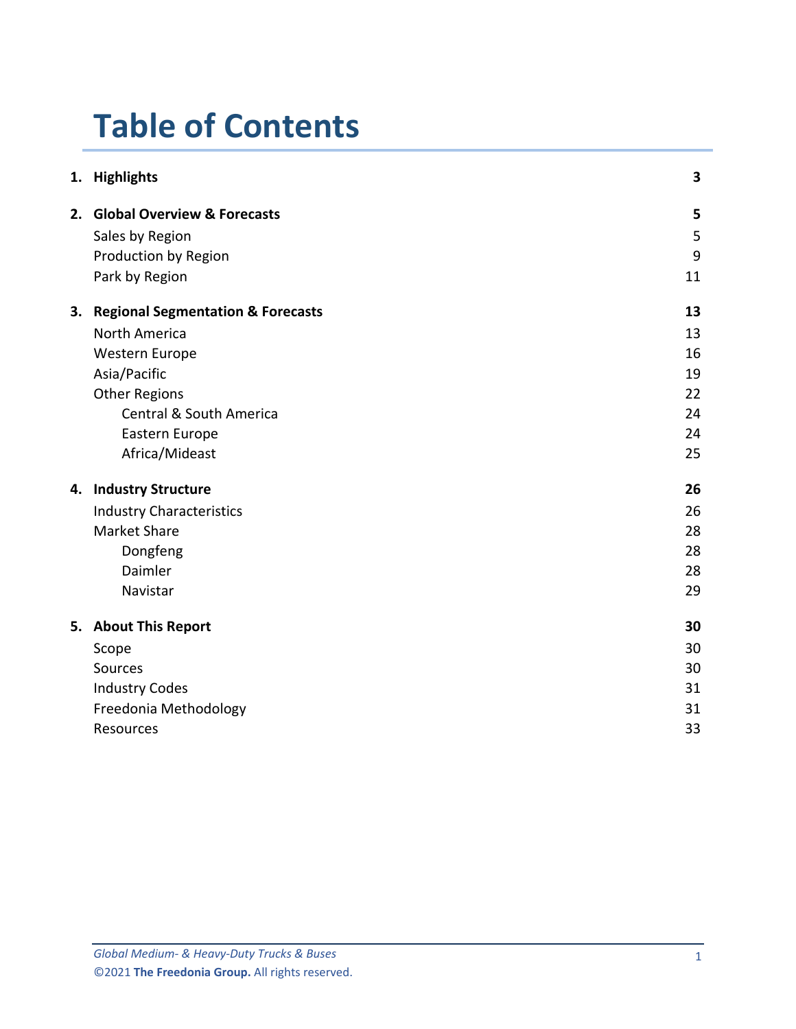# Table of Contents

| | | |
|---|---|---|
| **1.** | **Highlights** | **3** |
| **2.** | **Global Overview & Forecasts** | **5** |
| | Sales by Region | 5 |
| | Production by Region | 9 |
| | Park by Region | 11 |
| **3.** | **Regional Segmentation & Forecasts** | **13** |
| | North America | 13 |
| | Western Europe | 16 |
| | Asia/Pacific | 19 |
| | Other Regions | 22 |
| | Central & South America | 24 |
| | Eastern Europe | 24 |
| | Africa/Mideast | 25 |
| **4.** | **Industry Structure** | **26** |
| | Industry Characteristics | 26 |
| | Market Share | 28 |
| | Dongfeng | 28 |
| | Daimler | 28 |
| | Navistar | 29 |
| **5.** | **About This Report** | **30** |
| | Scope | 30 |
| | Sources | 30 |
| | Industry Codes | 31 |
| | Freedonia Methodology | 31 |
| | Resources | 33 |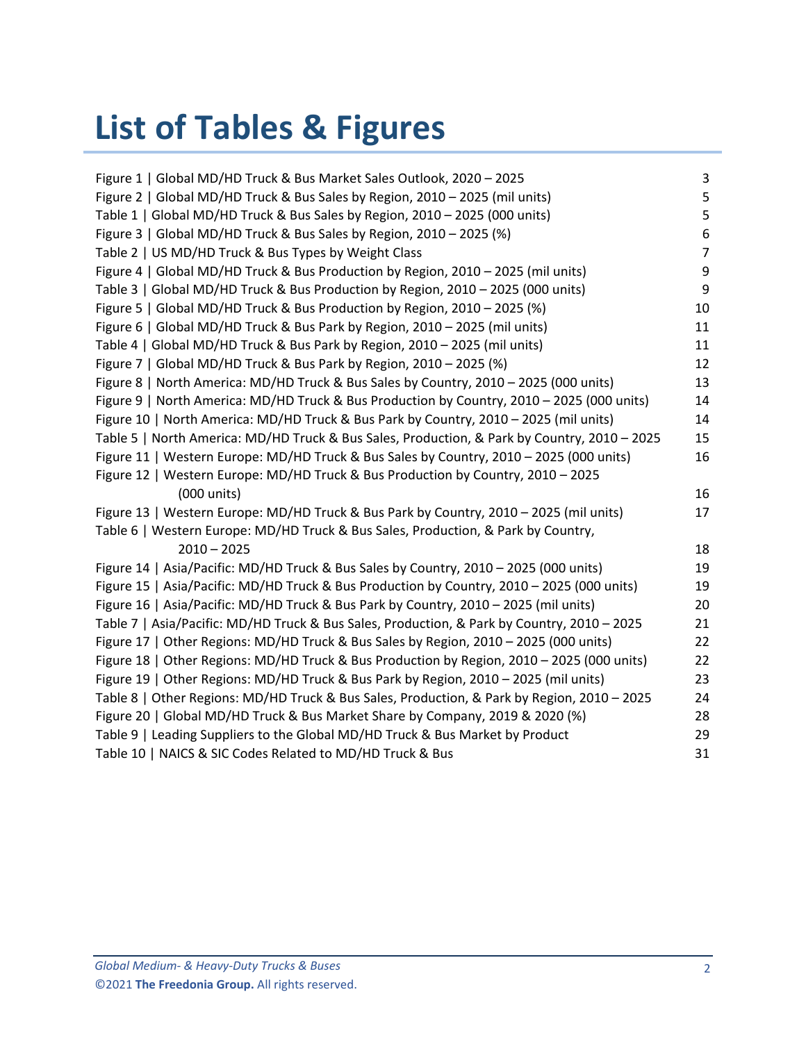# List of Tables & Figures

| | |
|---|---|
| Figure 1 \| Global MD/HD Truck & Bus Market Sales Outlook, 2020 – 2025 | 3 |
| Figure 2 \| Global MD/HD Truck & Bus Sales by Region, 2010 – 2025 (mil units) | 5 |
| Table 1 \| Global MD/HD Truck & Bus Sales by Region, 2010 – 2025 (000 units) | 5 |
| Figure 3 \| Global MD/HD Truck & Bus Sales by Region, 2010 – 2025 (%) | 6 |
| Table 2 \| US MD/HD Truck & Bus Types by Weight Class | 7 |
| Figure 4 \| Global MD/HD Truck & Bus Production by Region, 2010 – 2025 (mil units) | 9 |
| Table 3 \| Global MD/HD Truck & Bus Production by Region, 2010 – 2025 (000 units) | 9 |
| Figure 5 \| Global MD/HD Truck & Bus Production by Region, 2010 – 2025 (%) | 10 |
| Figure 6 \| Global MD/HD Truck & Bus Park by Region, 2010 – 2025 (mil units) | 11 |
| Table 4 \| Global MD/HD Truck & Bus Park by Region, 2010 – 2025 (mil units) | 11 |
| Figure 7 \| Global MD/HD Truck & Bus Park by Region, 2010 – 2025 (%) | 12 |
| Figure 8 \| North America: MD/HD Truck & Bus Sales by Country, 2010 – 2025 (000 units) | 13 |
| Figure 9 \| North America: MD/HD Truck & Bus Production by Country, 2010 – 2025 (000 units) | 14 |
| Figure 10 \| North America: MD/HD Truck & Bus Park by Country, 2010 – 2025 (mil units) | 14 |
| Table 5 \| North America: MD/HD Truck & Bus Sales, Production, & Park by Country, 2010 – 2025 | 15 |
| Figure 11 \| Western Europe: MD/HD Truck & Bus Sales by Country, 2010 – 2025 (000 units) | 16 |
| Figure 12 \| Western Europe: MD/HD Truck & Bus Production by Country, 2010 – 2025 (000 units) | 16 |
| Figure 13 \| Western Europe: MD/HD Truck & Bus Park by Country, 2010 – 2025 (mil units) | 17 |
| Table 6 \| Western Europe: MD/HD Truck & Bus Sales, Production, & Park by Country, 2010 – 2025 | 18 |
| Figure 14 \| Asia/Pacific: MD/HD Truck & Bus Sales by Country, 2010 – 2025 (000 units) | 19 |
| Figure 15 \| Asia/Pacific: MD/HD Truck & Bus Production by Country, 2010 – 2025 (000 units) | 19 |
| Figure 16 \| Asia/Pacific: MD/HD Truck & Bus Park by Country, 2010 – 2025 (mil units) | 20 |
| Table 7 \| Asia/Pacific: MD/HD Truck & Bus Sales, Production, & Park by Country, 2010 – 2025 | 21 |
| Figure 17 \| Other Regions: MD/HD Truck & Bus Sales by Region, 2010 – 2025 (000 units) | 22 |
| Figure 18 \| Other Regions: MD/HD Truck & Bus Production by Region, 2010 – 2025 (000 units) | 22 |
| Figure 19 \| Other Regions: MD/HD Truck & Bus Park by Region, 2010 – 2025 (mil units) | 23 |
| Table 8 \| Other Regions: MD/HD Truck & Bus Sales, Production, & Park by Region, 2010 – 2025 | 24 |
| Figure 20 \| Global MD/HD Truck & Bus Market Share by Company, 2019 & 2020 (%) | 28 |
| Table 9 \| Leading Suppliers to the Global MD/HD Truck & Bus Market by Product | 29 |
| Table 10 \| NAICS & SIC Codes Related to MD/HD Truck & Bus | 31 |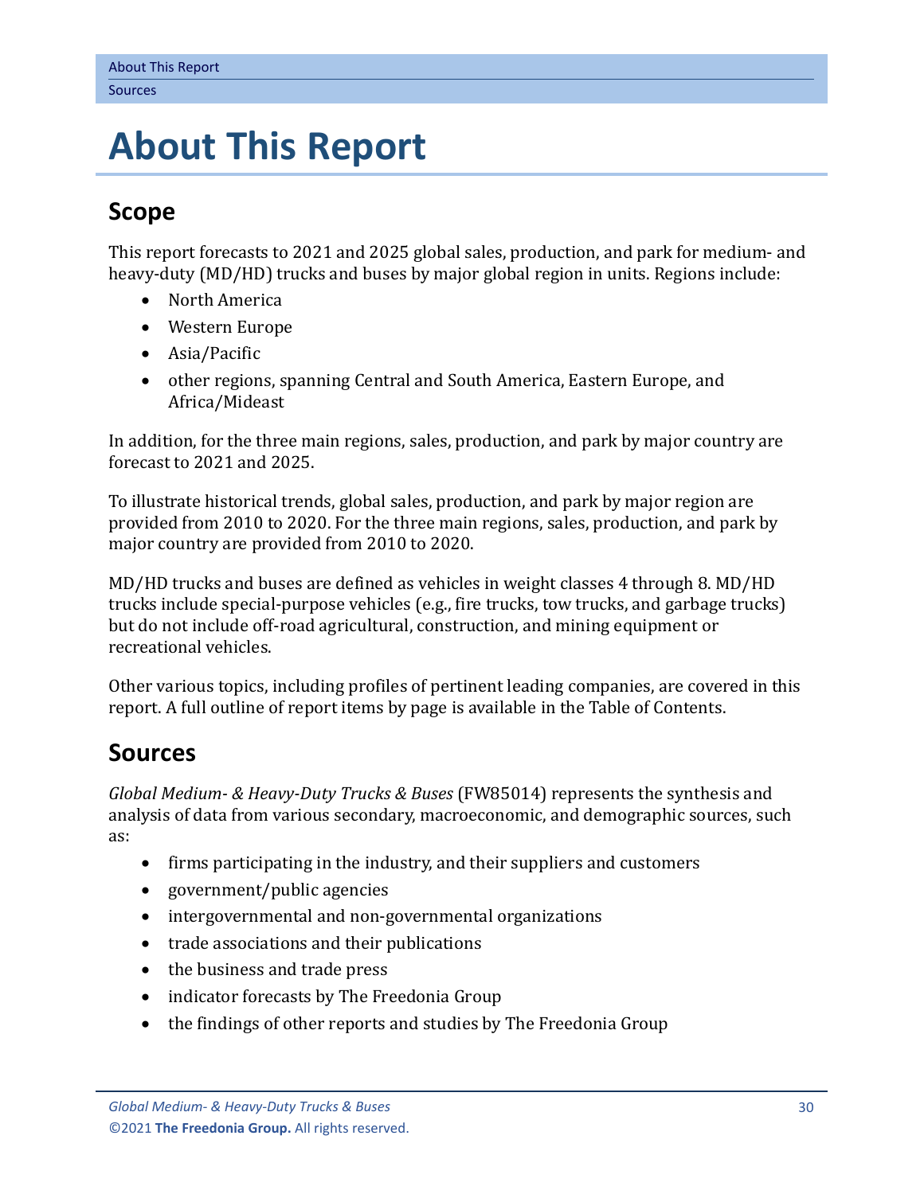# About This Report

## Scope

This report forecasts to 2021 and 2025 global sales, production, and park for medium- and heavy-duty (MD/HD) trucks and buses by major global region in units. Regions include:

- North America
- Western Europe
- Asia/Pacific
- other regions, spanning Central and South America, Eastern Europe, and Africa/Mideast

In addition, for the three main regions, sales, production, and park by major country are forecast to 2021 and 2025.

To illustrate historical trends, global sales, production, and park by major region are provided from 2010 to 2020. For the three main regions, sales, production, and park by major country are provided from 2010 to 2020.

MD/HD trucks and buses are defined as vehicles in weight classes 4 through 8. MD/HD trucks include special-purpose vehicles (e.g., fire trucks, tow trucks, and garbage trucks) but do not include off-road agricultural, construction, and mining equipment or recreational vehicles.

Other various topics, including profiles of pertinent leading companies, are covered in this report. A full outline of report items by page is available in the Table of Contents.

## Sources

*Global Medium- & Heavy-Duty Trucks & Buses* (FW85014) represents the synthesis and analysis of data from various secondary, macroeconomic, and demographic sources, such as:

- firms participating in the industry, and their suppliers and customers
- government/public agencies
- intergovernmental and non-governmental organizations
- trade associations and their publications
- the business and trade press
- indicator forecasts by The Freedonia Group
- the findings of other reports and studies by The Freedonia Group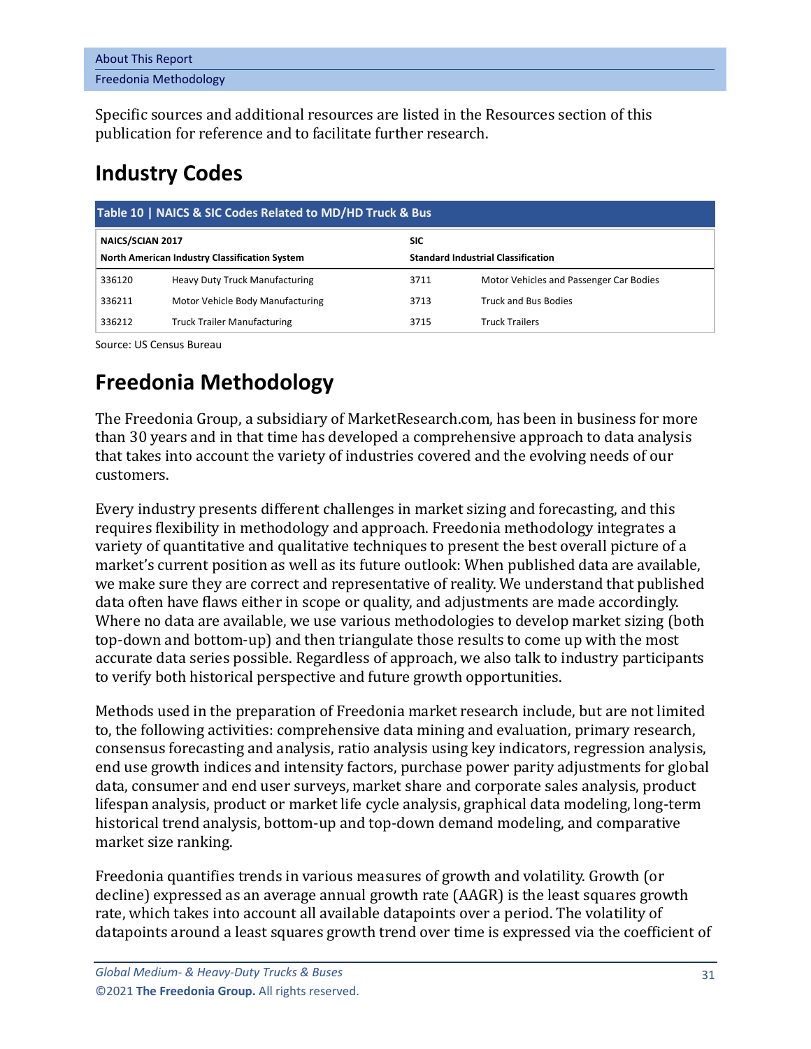Specific sources and additional resources are listed in the Resources section of this publication for reference and to facilitate further research.

## Industry Codes

**Table 10 | NAICS & SIC Codes Related to MD/HD Truck & Bus**

| NAICS/SCIAN 2017 North American Industry Classification System | | SIC Standard Industrial Classification | |
|---|---|---|---|
| 336120 | Heavy Duty Truck Manufacturing | 3711 | Motor Vehicles and Passenger Car Bodies |
| 336211 | Motor Vehicle Body Manufacturing | 3713 | Truck and Bus Bodies |
| 336212 | Truck Trailer Manufacturing | 3715 | Truck Trailers |

Source: US Census Bureau

## Freedonia Methodology

The Freedonia Group, a subsidiary of MarketResearch.com, has been in business for more than 30 years and in that time has developed a comprehensive approach to data analysis that takes into account the variety of industries covered and the evolving needs of our customers.

Every industry presents different challenges in market sizing and forecasting, and this requires flexibility in methodology and approach. Freedonia methodology integrates a variety of quantitative and qualitative techniques to present the best overall picture of a market's current position as well as its future outlook: When published data are available, we make sure they are correct and representative of reality. We understand that published data often have flaws either in scope or quality, and adjustments are made accordingly. Where no data are available, we use various methodologies to develop market sizing (both top-down and bottom-up) and then triangulate those results to come up with the most accurate data series possible. Regardless of approach, we also talk to industry participants to verify both historical perspective and future growth opportunities.

Methods used in the preparation of Freedonia market research include, but are not limited to, the following activities: comprehensive data mining and evaluation, primary research, consensus forecasting and analysis, ratio analysis using key indicators, regression analysis, end use growth indices and intensity factors, purchase power parity adjustments for global data, consumer and end user surveys, market share and corporate sales analysis, product lifespan analysis, product or market life cycle analysis, graphical data modeling, long-term historical trend analysis, bottom-up and top-down demand modeling, and comparative market size ranking.

Freedonia quantifies trends in various measures of growth and volatility. Growth (or decline) expressed as an average annual growth rate (AAGR) is the least squares growth rate, which takes into account all available datapoints over a period. The volatility of datapoints around a least squares growth trend over time is expressed via the coefficient of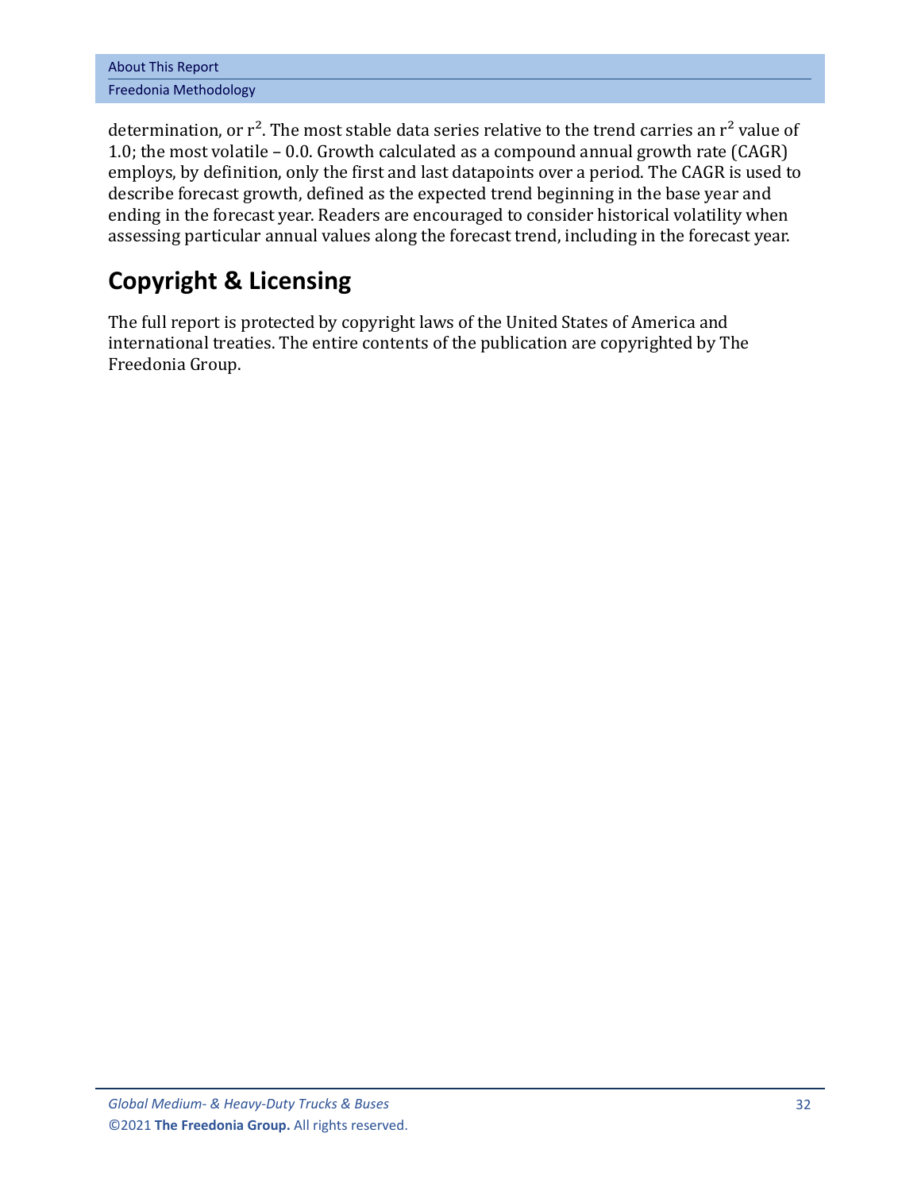determination, or $r^2$. The most stable data series relative to the trend carries an $r^2$ value of 1.0; the most volatile – 0.0. Growth calculated as a compound annual growth rate (CAGR) employs, by definition, only the first and last datapoints over a period. The CAGR is used to describe forecast growth, defined as the expected trend beginning in the base year and ending in the forecast year. Readers are encouraged to consider historical volatility when assessing particular annual values along the forecast trend, including in the forecast year.

## Copyright & Licensing

The full report is protected by copyright laws of the United States of America and international treaties. The entire contents of the publication are copyrighted by The Freedonia Group.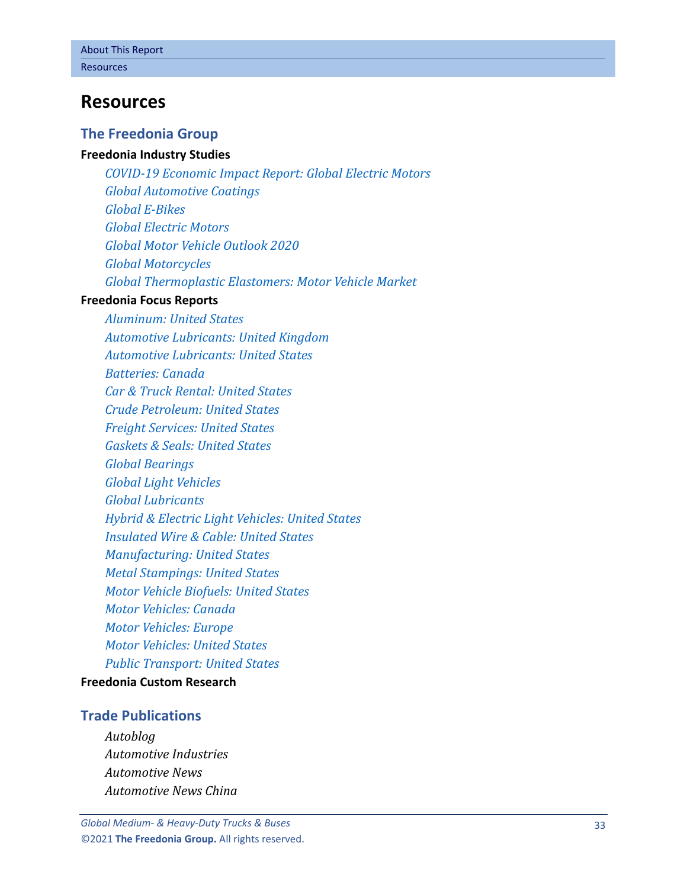# Resources

## The Freedonia Group

**Freedonia Industry Studies**

*COVID-19 Economic Impact Report: Global Electric Motors*
*Global Automotive Coatings*
*Global E-Bikes*
*Global Electric Motors*
*Global Motor Vehicle Outlook 2020*
*Global Motorcycles*
*Global Thermoplastic Elastomers: Motor Vehicle Market*

**Freedonia Focus Reports**

*Aluminum: United States*
*Automotive Lubricants: United Kingdom*
*Automotive Lubricants: United States*
*Batteries: Canada*
*Car & Truck Rental: United States*
*Crude Petroleum: United States*
*Freight Services: United States*
*Gaskets & Seals: United States*
*Global Bearings*
*Global Light Vehicles*
*Global Lubricants*
*Hybrid & Electric Light Vehicles: United States*
*Insulated Wire & Cable: United States*
*Manufacturing: United States*
*Metal Stampings: United States*
*Motor Vehicle Biofuels: United States*
*Motor Vehicles: Canada*
*Motor Vehicles: Europe*
*Motor Vehicles: United States*
*Public Transport: United States*

**Freedonia Custom Research**

## Trade Publications

*Autoblog*
*Automotive Industries*
*Automotive News*
*Automotive News China*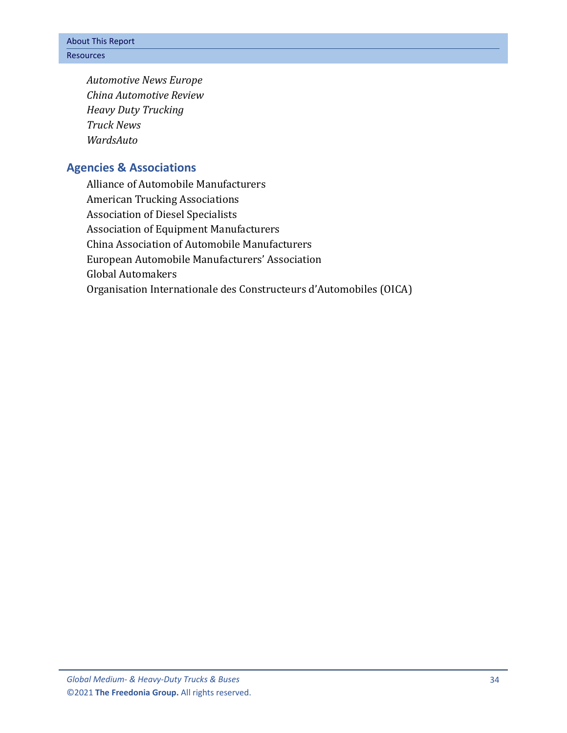*Automotive News Europe*
*China Automotive Review*
*Heavy Duty Trucking*
*Truck News*
*WardsAuto*

## Agencies & Associations

Alliance of Automobile Manufacturers
American Trucking Associations
Association of Diesel Specialists
Association of Equipment Manufacturers
China Association of Automobile Manufacturers
European Automobile Manufacturers' Association
Global Automakers
Organisation Internationale des Constructeurs d'Automobiles (OICA)